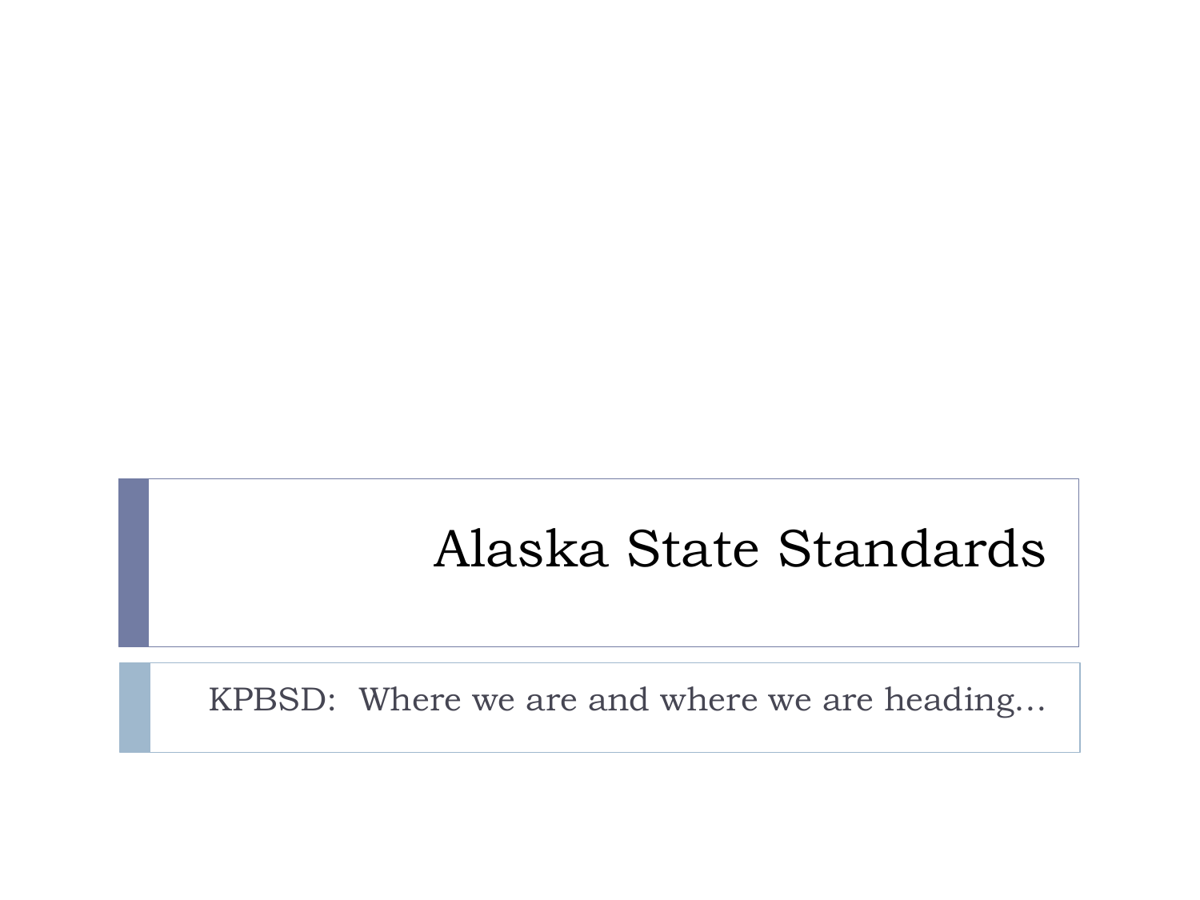# Alaska State Standards

KPBSD: Where we are and where we are heading…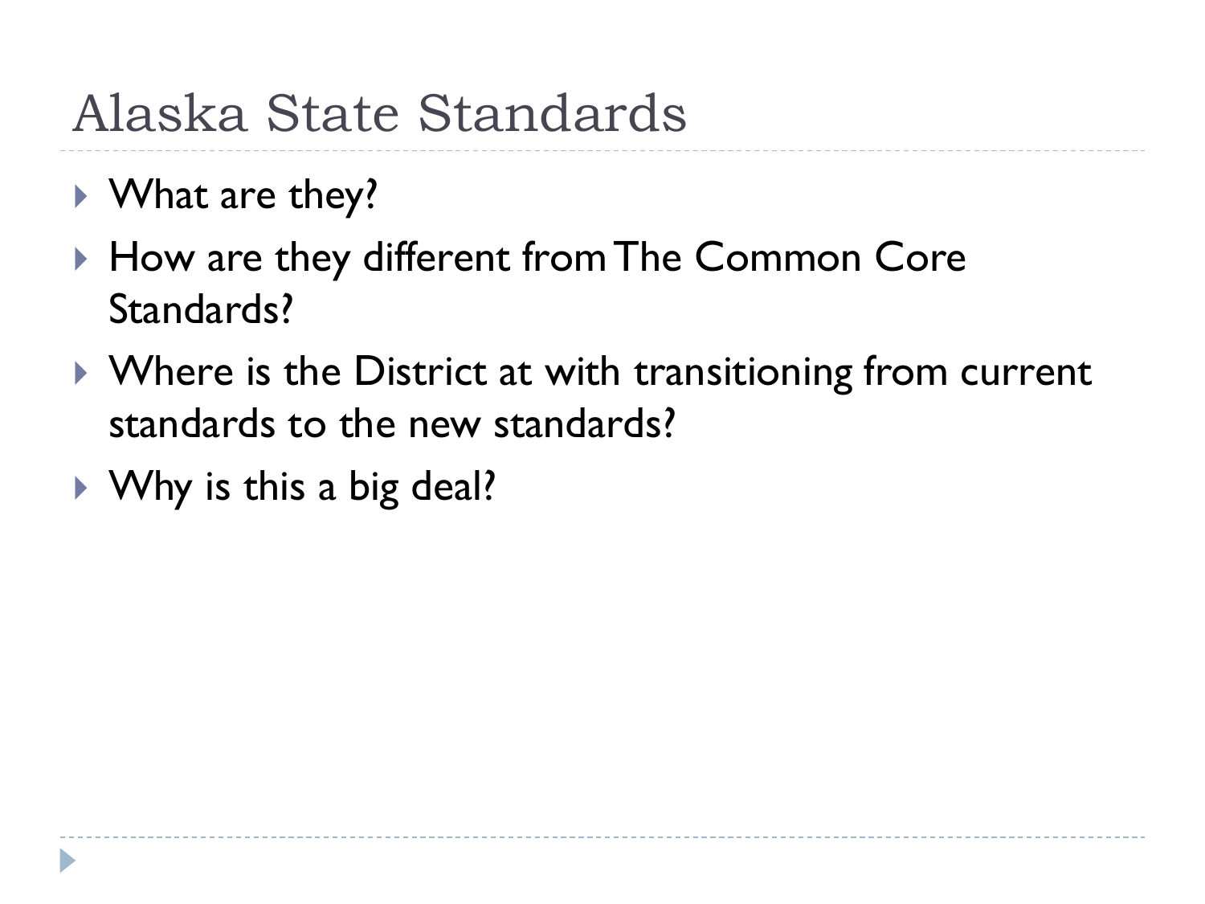# Alaska State Standards

- What are they?
- How are they different from The Common Core Standards?
- Where is the District at with transitioning from current standards to the new standards?
- Why is this a big deal?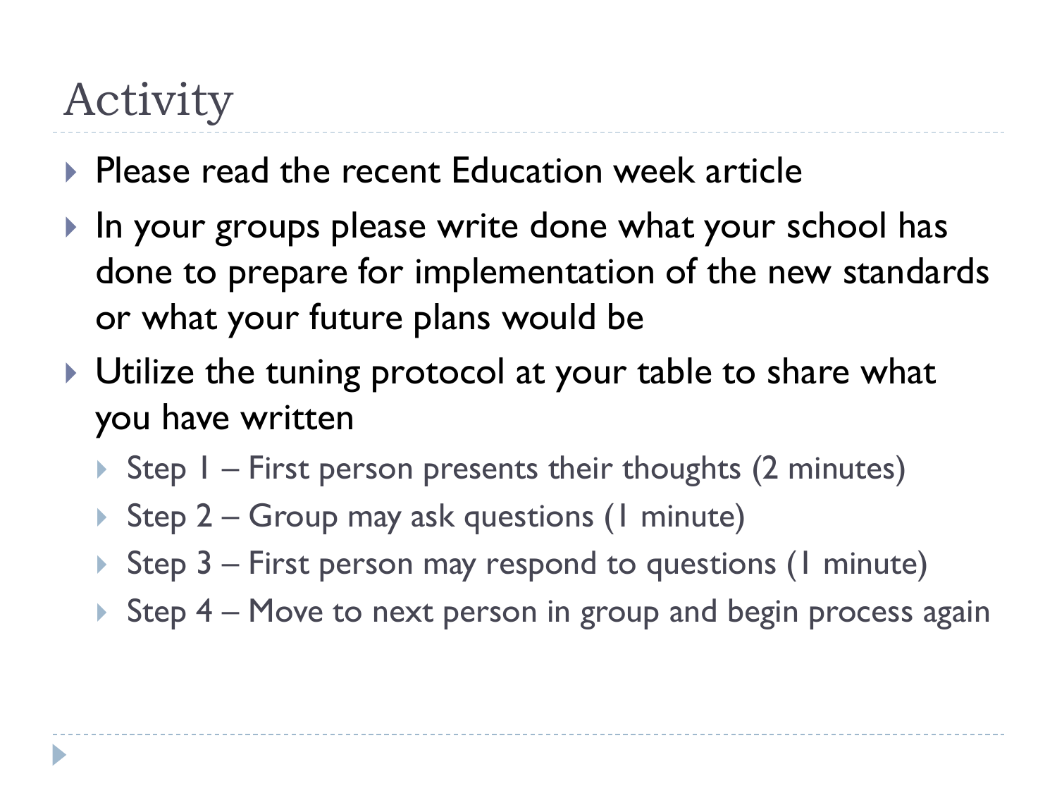# Activity

- Please read the recent Education week article
- In your groups please write done what your school has done to prepare for implementation of the new standards or what your future plans would be
- Utilize the tuning protocol at your table to share what you have written
  - Step 1 – First person presents their thoughts (2 minutes)
  - Step 2 – Group may ask questions (1 minute)
  - Step 3 – First person may respond to questions (1 minute)
  - Step 4 – Move to next person in group and begin process again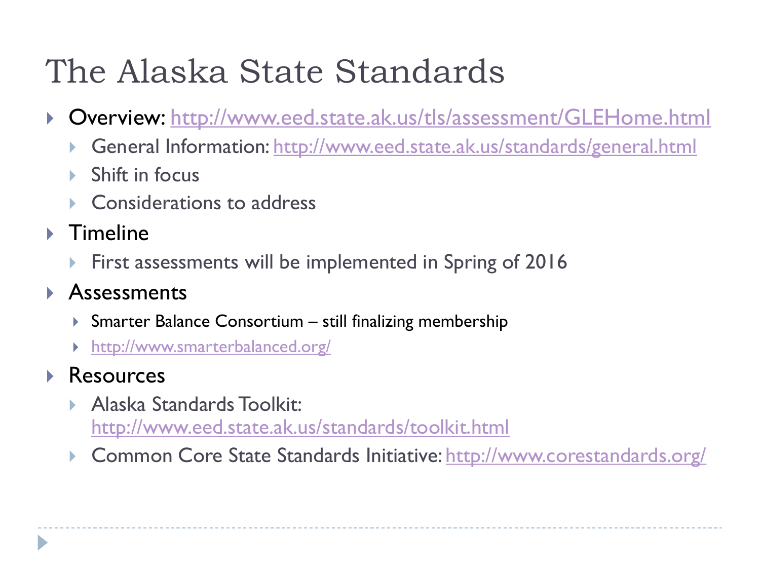# The Alaska State Standards

- Overview: http://www.eed.state.ak.us/tls/assessment/GLEHome.html
  - General Information: http://www.eed.state.ak.us/standards/general.html
  - Shift in focus
  - Considerations to address
- Timeline
  - First assessments will be implemented in Spring of 2016
- Assessments
  - Smarter Balance Consortium – still finalizing membership
  - http://www.smarterbalanced.org/
- Resources
  - Alaska Standards Toolkit: http://www.eed.state.ak.us/standards/toolkit.html
  - Common Core State Standards Initiative: http://www.corestandards.org/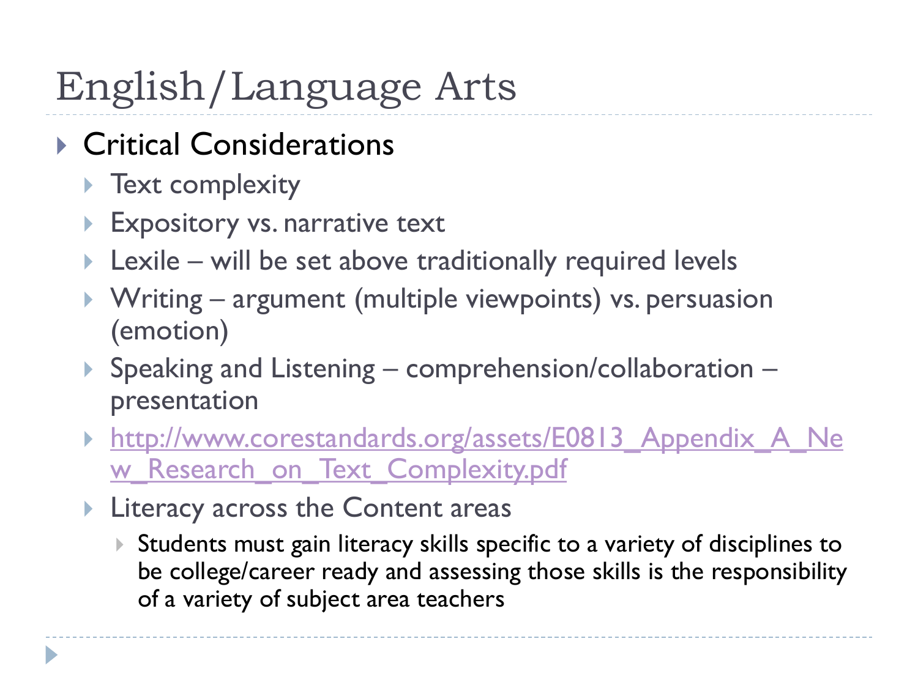# English/Language Arts

- Critical Considerations
  - Text complexity
  - Expository vs. narrative text
  - Lexile – will be set above traditionally required levels
  - Writing – argument (multiple viewpoints) vs. persuasion (emotion)
  - Speaking and Listening – comprehension/collaboration – presentation
  - http://www.corestandards.org/assets/E0813_Appendix_A_New_Research_on_Text_Complexity.pdf
  - Literacy across the Content areas
    - Students must gain literacy skills specific to a variety of disciplines to be college/career ready and assessing those skills is the responsibility of a variety of subject area teachers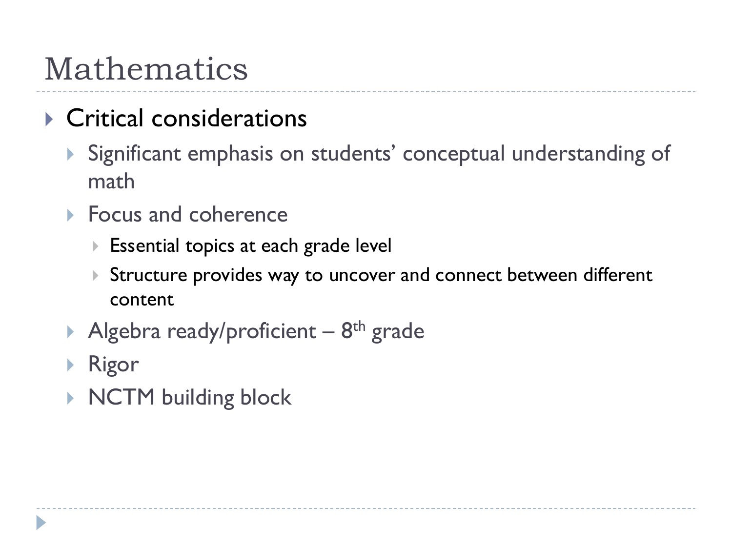# Mathematics

- Critical considerations
  - Significant emphasis on students' conceptual understanding of math
  - Focus and coherence
    - Essential topics at each grade level
    - Structure provides way to uncover and connect between different content
  - Algebra ready/proficient – 8th grade
  - Rigor
  - NCTM building block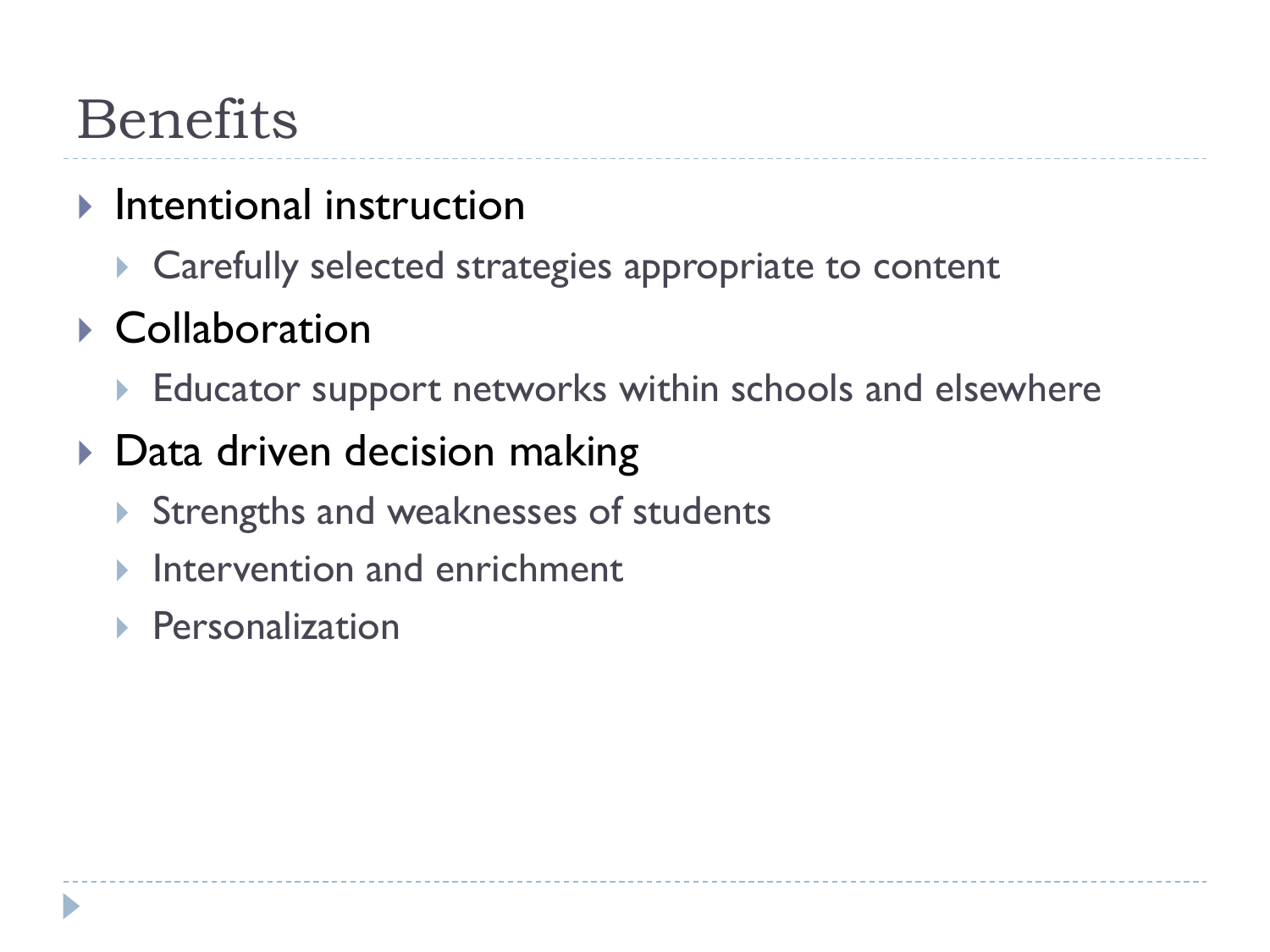# Benefits

- Intentional instruction
  - Carefully selected strategies appropriate to content
- Collaboration
  - Educator support networks within schools and elsewhere
- Data driven decision making
  - Strengths and weaknesses of students
  - Intervention and enrichment
  - Personalization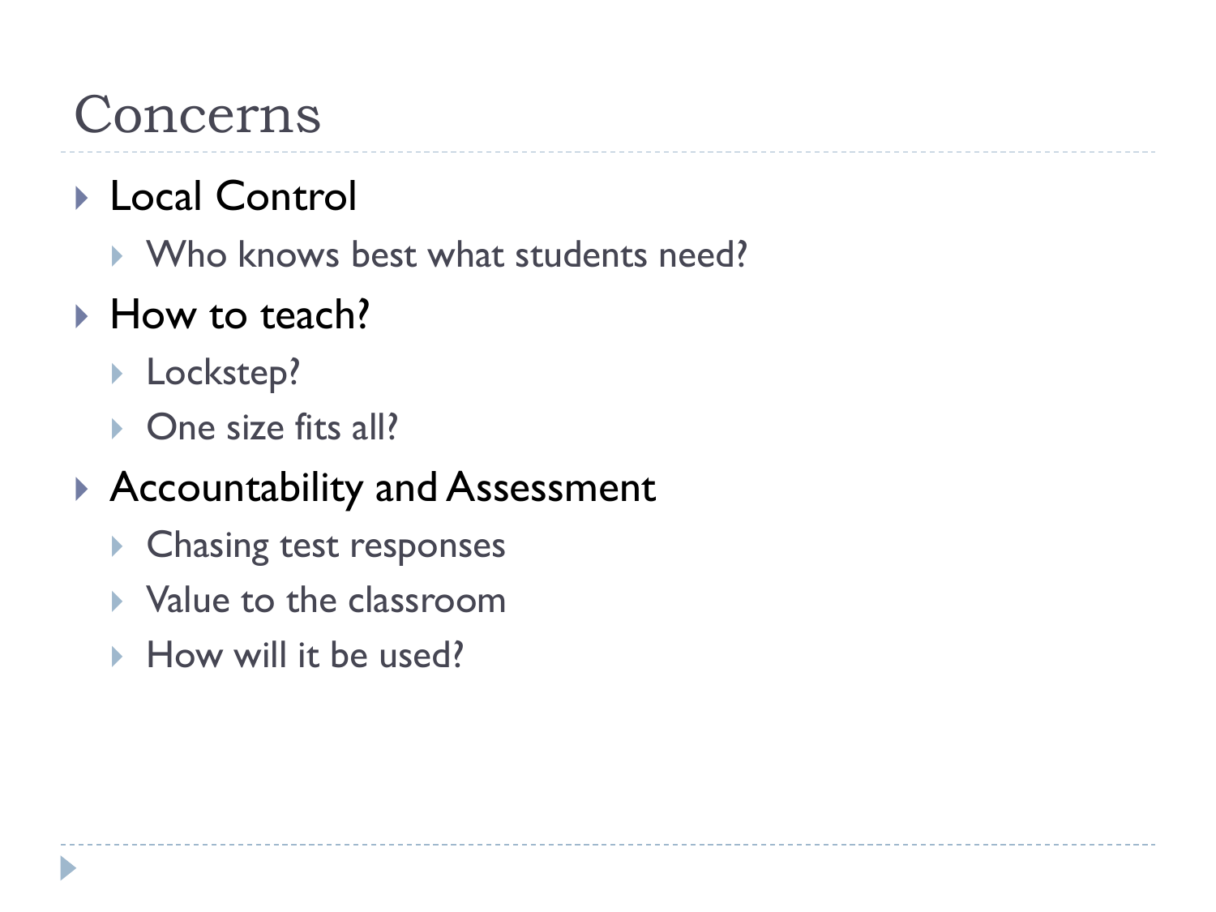# Concerns

- Local Control
  - Who knows best what students need?
- How to teach?
  - Lockstep?
  - One size fits all?
- Accountability and Assessment
  - Chasing test responses
  - Value to the classroom
  - How will it be used?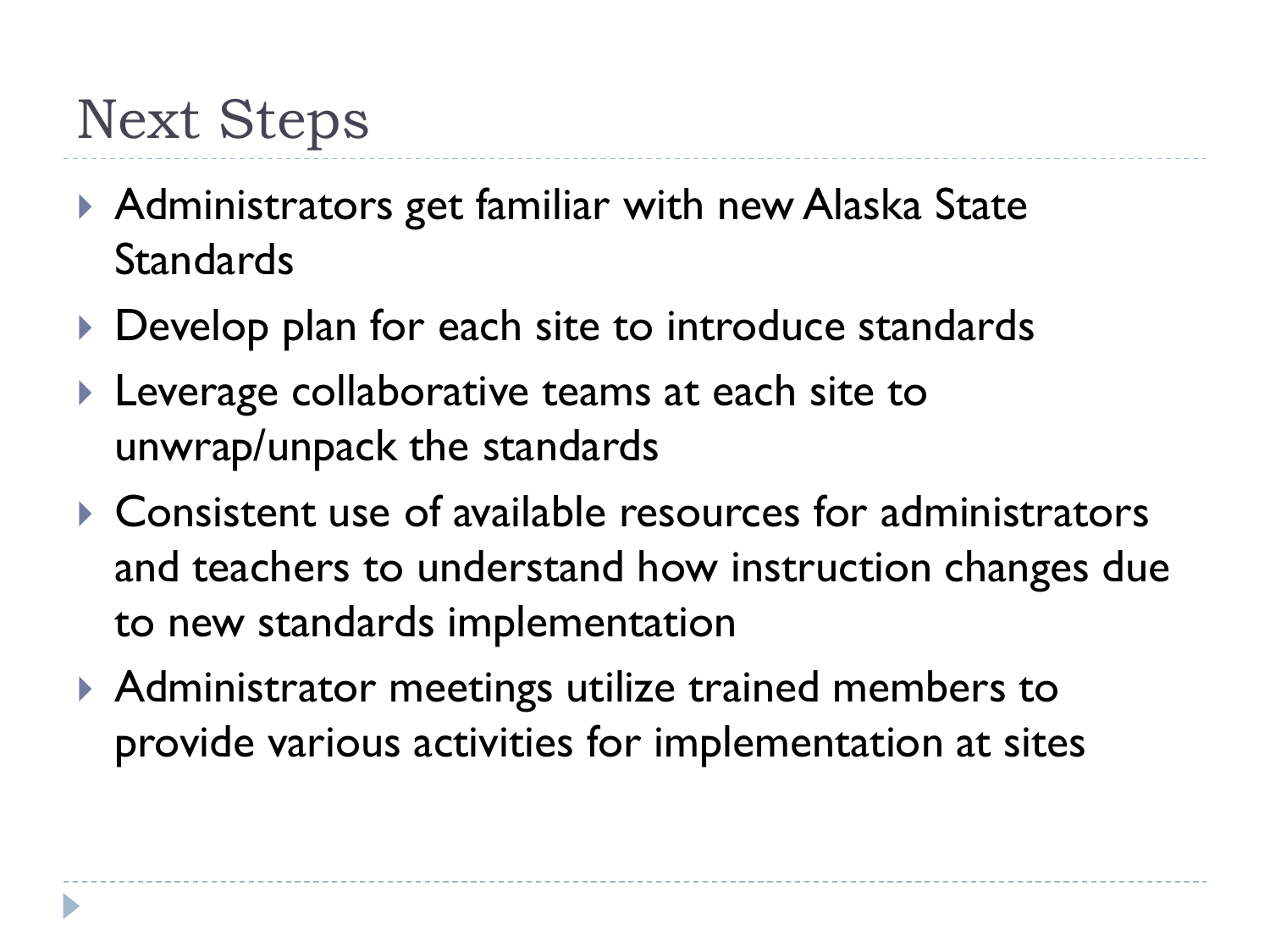# Next Steps

- Administrators get familiar with new Alaska State Standards
- Develop plan for each site to introduce standards
- Leverage collaborative teams at each site to unwrap/unpack the standards
- Consistent use of available resources for administrators and teachers to understand how instruction changes due to new standards implementation
- Administrator meetings utilize trained members to provide various activities for implementation at sites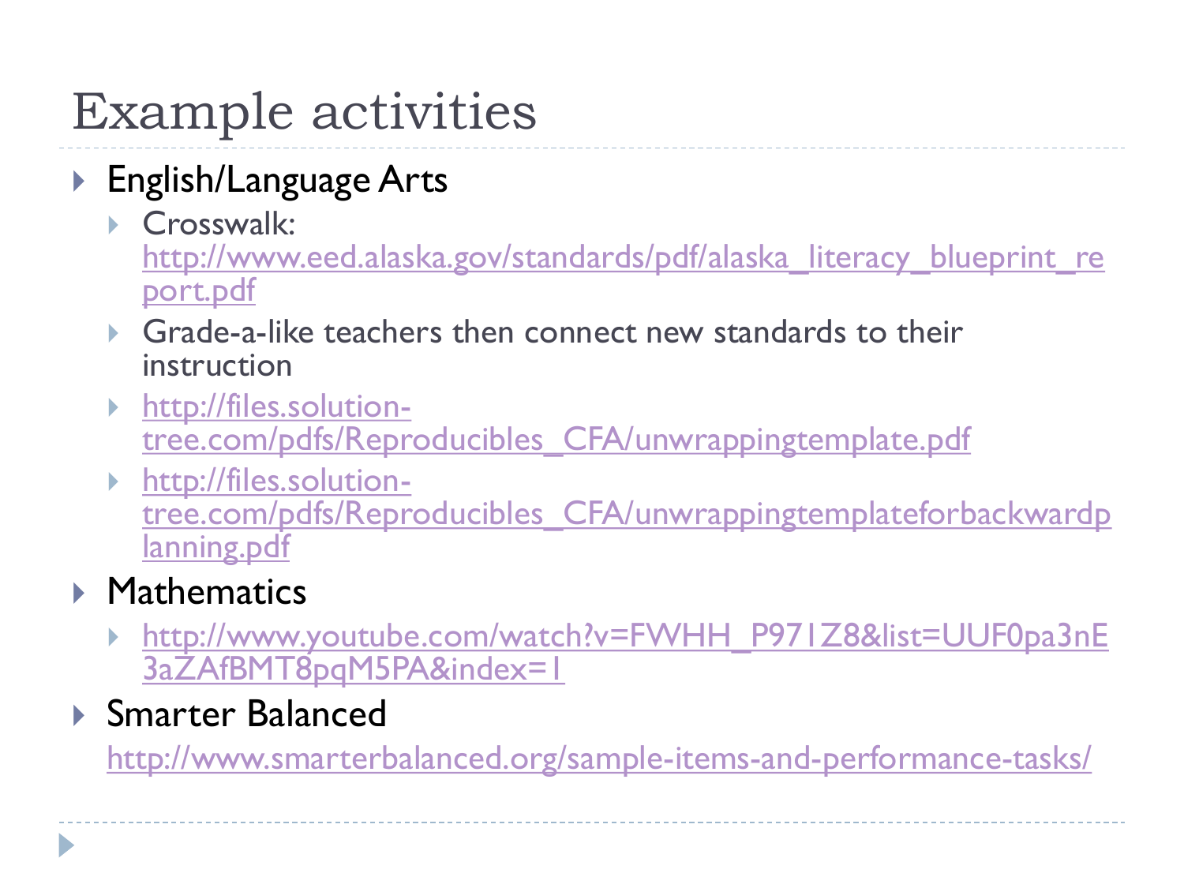# Example activities

- English/Language Arts
  - Crosswalk: http://www.eed.alaska.gov/standards/pdf/alaska_literacy_blueprint_report.pdf
  - Grade-a-like teachers then connect new standards to their instruction
  - http://files.solution-tree.com/pdfs/Reproducibles_CFA/unwrappingtemplate.pdf
  - http://files.solution-tree.com/pdfs/Reproducibles_CFA/unwrappingtemplateforbackwardplanning.pdf
- Mathematics
  - http://www.youtube.com/watch?v=FWHH_P971Z8&list=UUF0pa3nE3aZAfBMT8pqM5PA&index=1
- Smarter Balanced

  http://www.smarterbalanced.org/sample-items-and-performance-tasks/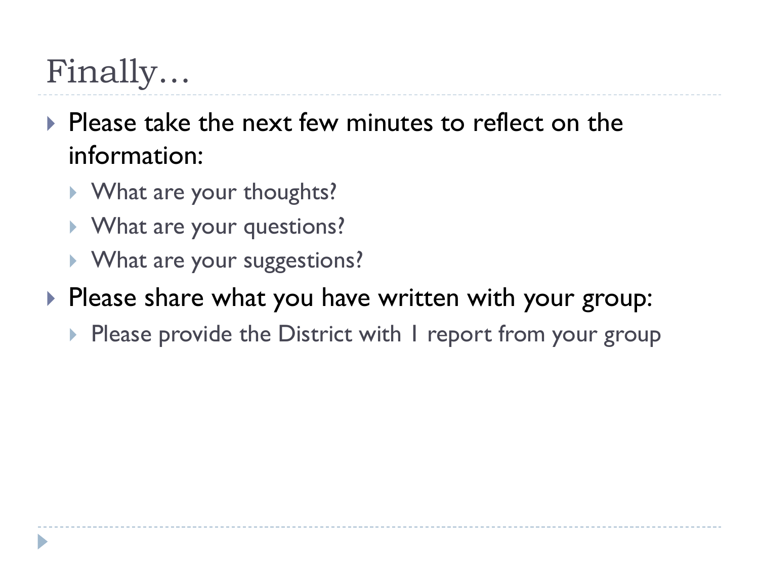# Finally…

- Please take the next few minutes to reflect on the information:
  - What are your thoughts?
  - What are your questions?
  - What are your suggestions?
- Please share what you have written with your group:
  - Please provide the District with 1 report from your group